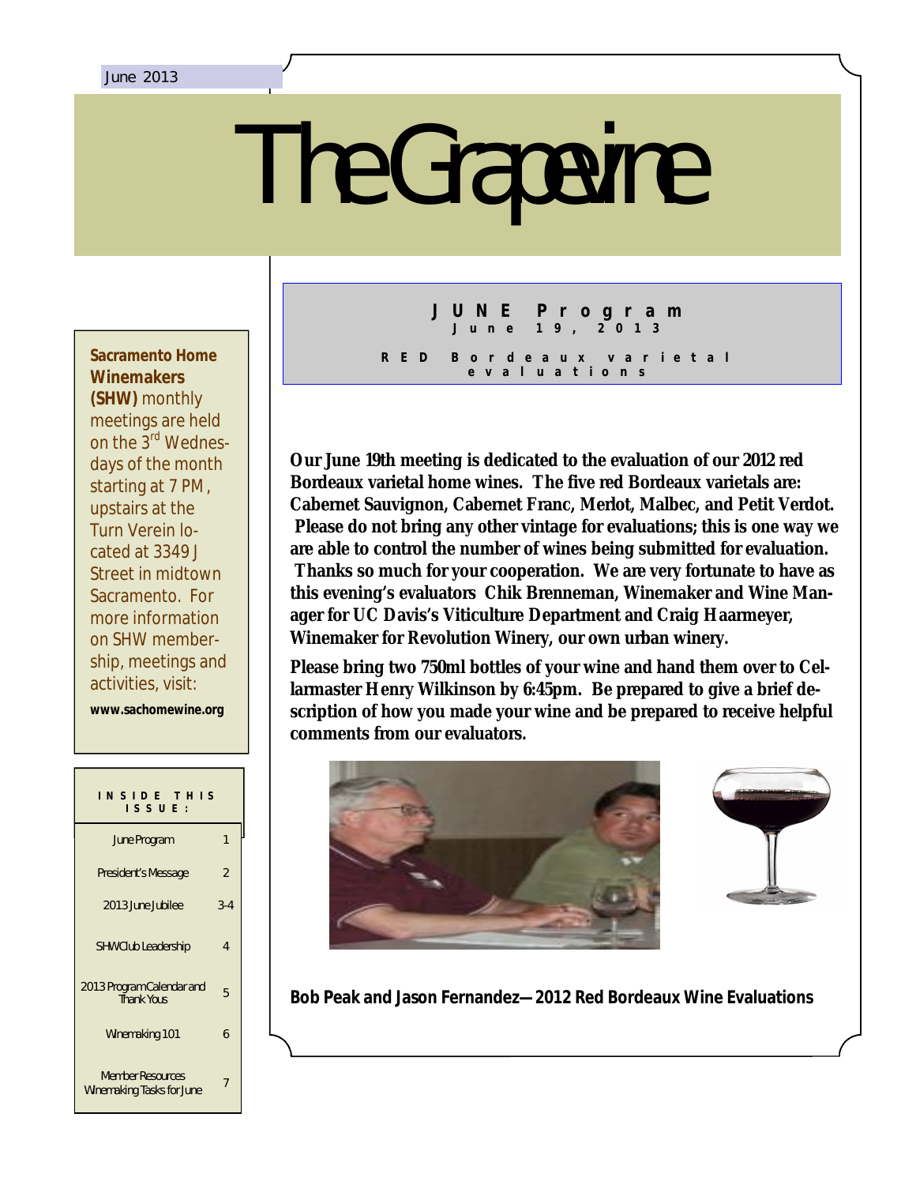June 2013

# The Grapevine

**Sacramento Home Winemakers (SHW)** monthly meetings are held on the 3rd Wednesdays of the month starting at 7 PM, upstairs at the Turn Verein located at 3349 J Street in midtown Sacramento. For more information on SHW membership, meetings and activities, visit:

**www.sachomewine.org**

**INSIDE THIS ISSUE:**

| | |
|---|---|
| June Program | 1 |
| President's Message | 2 |
| 2013 June Jubilee | 3-4 |
| SHW Club Leadership | 4 |
| 2013 Program Calendar and Thank Yous | 5 |
| Winemaking 101 | 6 |
| Member Resources Winemaking Tasks for June | 7 |

## JUNE Program

### June 19, 2013

### RED Bordeaux varietal evaluations

**Our June 19th meeting is dedicated to the evaluation of our 2012 red Bordeaux varietal home wines. The five red Bordeaux varietals are: Cabernet Sauvignon, Cabernet Franc, Merlot, Malbec, and Petit Verdot. Please do not bring any other vintage for evaluations; this is one way we are able to control the number of wines being submitted for evaluation. Thanks so much for your cooperation. We are very fortunate to have as this evening's evaluators Chik Brenneman, Winemaker and Wine Manager for UC Davis's Viticulture Department and Craig Haarmeyer, Winemaker for Revolution Winery, our own urban winery.**

**Please bring two 750ml bottles of your wine and hand them over to Cellarmaster Henry Wilkinson by 6:45pm. Be prepared to give a brief description of how you made your wine and be prepared to receive helpful comments from our evaluators.**

**Bob Peak and Jason Fernandez—2012 Red Bordeaux Wine Evaluations**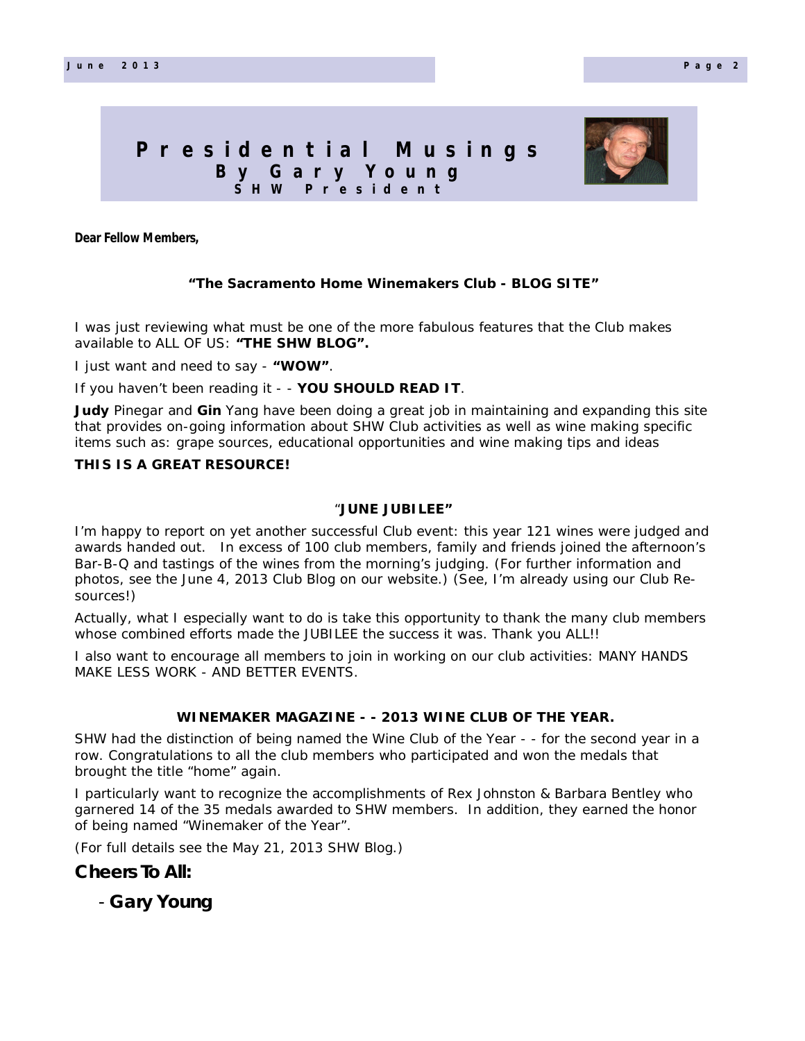# Presidential Musings

## By Gary Young

### SHW President

**Dear Fellow Members,**

**"The Sacramento Home Winemakers Club - BLOG SITE"**

I was just reviewing what must be one of the more fabulous features that the Club makes available to ALL OF US: **"THE SHW BLOG".**

I just want and need to say - **"WOW"**.

If you haven't been reading it - - **YOU SHOULD READ IT**.

**Judy** Pinegar and **Gin** Yang have been doing a great job in maintaining and expanding this site that provides on-going information about SHW Club activities as well as wine making specific items such as: grape sources, educational opportunities and wine making tips and ideas

**THIS IS A GREAT RESOURCE!**

**"JUNE JUBILEE"**

I'm happy to report on yet another successful Club event: this year 121 wines were judged and awards handed out. In excess of 100 club members, family and friends joined the afternoon's Bar-B-Q and tastings of the wines from the morning's judging. (For further information and photos, see the June 4, 2013 Club Blog on our website.) (See, I'm already using our Club Resources!)

Actually, what I especially want to do is take this opportunity to thank the many club members whose combined efforts made the JUBILEE the success it was. Thank you ALL!!

I also want to encourage all members to join in working on our club activities: MANY HANDS MAKE LESS WORK - AND BETTER EVENTS.

**WINEMAKER MAGAZINE - - 2013 WINE CLUB OF THE YEAR.**

SHW had the distinction of being named the Wine Club of the Year - - for the second year in a row. Congratulations to all the club members who participated and won the medals that brought the title "home" again.

I particularly want to recognize the accomplishments of Rex Johnston & Barbara Bentley who garnered 14 of the 35 medals awarded to SHW members. In addition, they earned the honor of being named "Winemaker of the Year".

(For full details see the May 21, 2013 SHW Blog.)

**Cheers To All:**

- **Gary Young**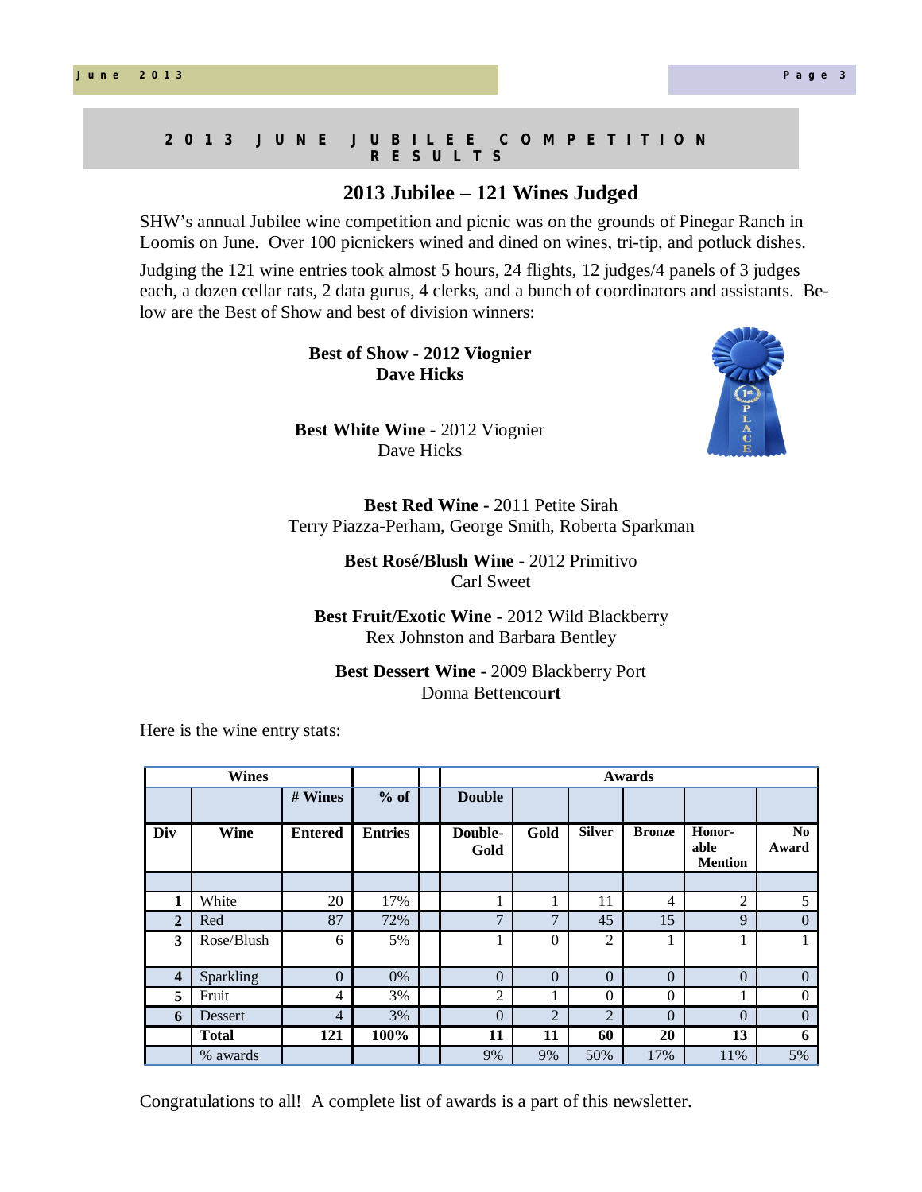## 2013 JUNE JUBILEE COMPETITION RESULTS

### 2013 Jubilee – 121 Wines Judged

SHW's annual Jubilee wine competition and picnic was on the grounds of Pinegar Ranch in Loomis on June. Over 100 picnickers wined and dined on wines, tri-tip, and potluck dishes.

Judging the 121 wine entries took almost 5 hours, 24 flights, 12 judges/4 panels of 3 judges each, a dozen cellar rats, 2 data gurus, 4 clerks, and a bunch of coordinators and assistants. Below are the Best of Show and best of division winners:

**Best of Show - 2012 Viognier**
**Dave Hicks**

**Best White Wine** - 2012 Viognier
Dave Hicks

**Best Red Wine** - 2011 Petite Sirah
Terry Piazza-Perham, George Smith, Roberta Sparkman

**Best Rosé/Blush Wine** - 2012 Primitivo
Carl Sweet

**Best Fruit/Exotic Wine** - 2012 Wild Blackberry
Rex Johnston and Barbara Bentley

**Best Dessert Wine** - 2009 Blackberry Port
Donna Bettencourt

Here is the wine entry stats:

| Wines | | | | | Awards | | | | | |
|---|---|---|---|---|---|---|---|---|---|---|
| | | # Wines | % of | | Double | | | | | |
| Div | Wine | Entered | Entries | | Double-Gold | Gold | Silver | Bronze | Honor-able Mention | No Award |
| 1 | White | 20 | 17% | | 1 | 1 | 11 | 4 | 2 | 5 |
| 2 | Red | 87 | 72% | | 7 | 7 | 45 | 15 | 9 | 0 |
| 3 | Rose/Blush | 6 | 5% | | 1 | 0 | 2 | 1 | 1 | 1 |
| 4 | Sparkling | 0 | 0% | | 0 | 0 | 0 | 0 | 0 | 0 |
| 5 | Fruit | 4 | 3% | | 2 | 1 | 0 | 0 | 1 | 0 |
| 6 | Dessert | 4 | 3% | | 0 | 2 | 2 | 0 | 0 | 0 |
| | **Total** | **121** | **100%** | | **11** | **11** | **60** | **20** | **13** | **6** |
| | % awards | | | | 9% | 9% | 50% | 17% | 11% | 5% |

Congratulations to all! A complete list of awards is a part of this newsletter.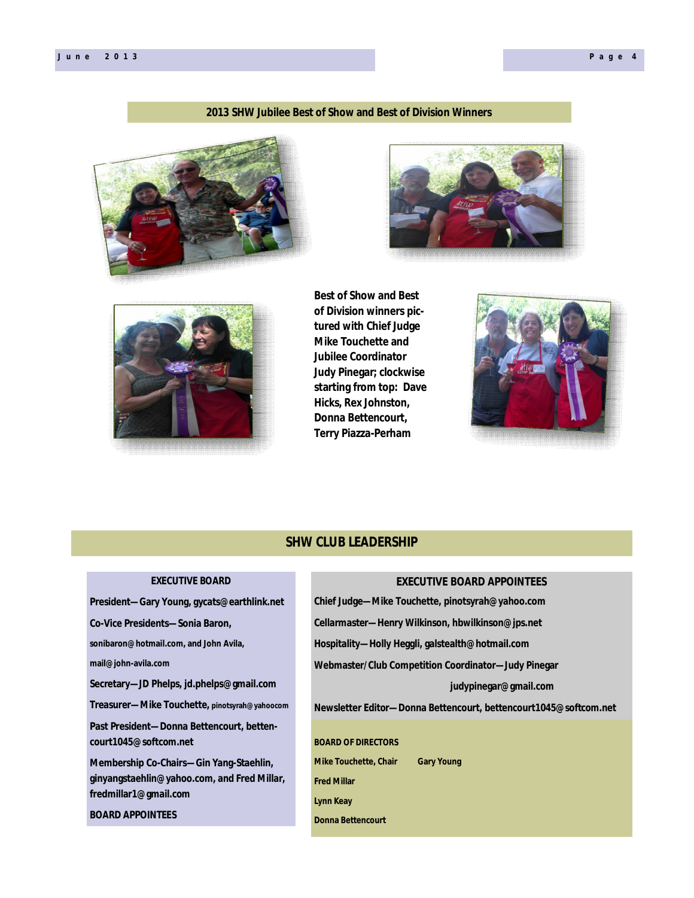## 2013 SHW Jubilee Best of Show and Best of Division Winners

Best of Show and Best of Division winners pictured with Chief Judge Mike Touchette and Jubilee Coordinator Judy Pinegar; clockwise starting from top: Dave Hicks, Rex Johnston, Donna Bettencourt, Terry Piazza-Perham

## SHW CLUB LEADERSHIP

### EXECUTIVE BOARD

**President—Gary Young, gycats@earthlink.net**

**Co-Vice Presidents—Sonia Baron, sonibaron@hotmail.com, and John Avila, mail@john-avila.com**

**Secretary—JD Phelps, jd.phelps@gmail.com**

**Treasurer—Mike Touchette, pinotsyrah@yahoocom**

**Past President—Donna Bettencourt, bettencourt1045@softcom.net**

**Membership Co-Chairs—Gin Yang-Staehlin, ginyangstaehlin@yahoo.com, and Fred Millar, fredmillar1@gmail.com**

**BOARD APPOINTEES**

### EXECUTIVE BOARD APPOINTEES

**Chief Judge—Mike Touchette, pinotsyrah@yahoo.com**

**Cellarmaster—Henry Wilkinson, hbwilkinson@jps.net**

**Hospitality—Holly Heggli, galstealth@hotmail.com**

**Webmaster/Club Competition Coordinator—Judy Pinegar judypinegar@gmail.com**

**Newsletter Editor—Donna Bettencourt, bettencourt1045@softcom.net**

### BOARD OF DIRECTORS

**Mike Touchette, Chair**

**Gary Young**

**Fred Millar**

**Lynn Keay**

**Donna Bettencourt**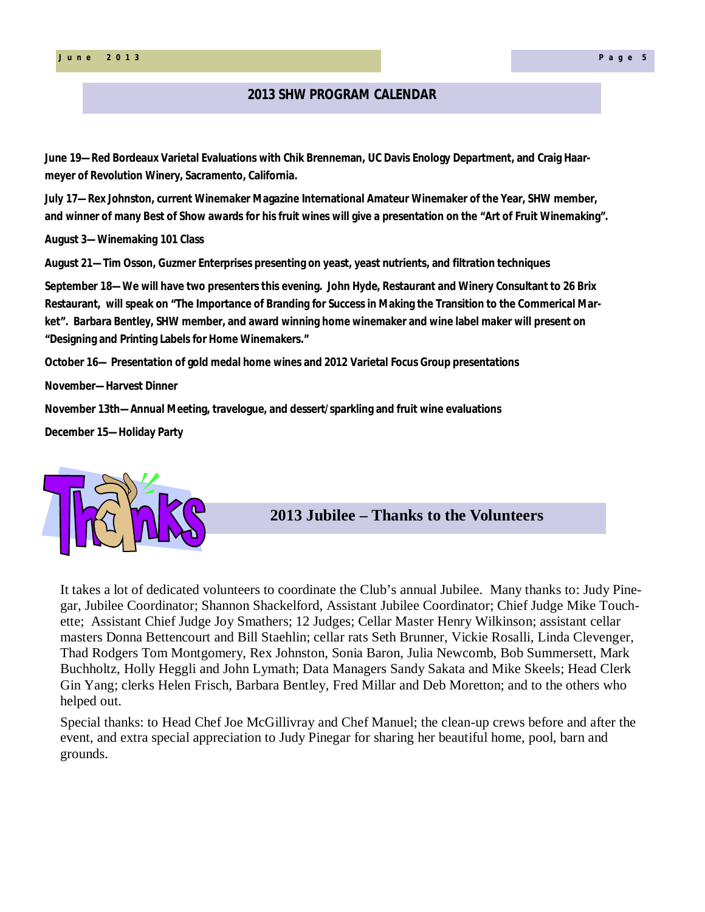## 2013 SHW PROGRAM CALENDAR

**June 19—Red Bordeaux Varietal Evaluations with Chik Brenneman, UC Davis Enology Department, and Craig Haarmeyer of Revolution Winery, Sacramento, California.**

**July 17—Rex Johnston, current Winemaker Magazine International Amateur Winemaker of the Year, SHW member, and winner of many Best of Show awards for his fruit wines will give a presentation on the "Art of Fruit Winemaking".**

**August 3—Winemaking 101 Class**

**August 21—Tim Osson, Guzmer Enterprises presenting on yeast, yeast nutrients, and filtration techniques**

**September 18—We will have two presenters this evening. John Hyde, Restaurant and Winery Consultant to 26 Brix Restaurant, will speak on "The Importance of Branding for Success in Making the Transition to the Commerical Market". Barbara Bentley, SHW member, and award winning home winemaker and wine label maker will present on "Designing and Printing Labels for Home Winemakers."**

**October 16— Presentation of gold medal home wines and 2012 Varietal Focus Group presentations**

**November—Harvest Dinner**

**November 13th—Annual Meeting, travelogue, and dessert/sparkling and fruit wine evaluations**

**December 15—Holiday Party**

## 2013 Jubilee – Thanks to the Volunteers

It takes a lot of dedicated volunteers to coordinate the Club's annual Jubilee. Many thanks to: Judy Pinegar, Jubilee Coordinator; Shannon Shackelford, Assistant Jubilee Coordinator; Chief Judge Mike Touchette; Assistant Chief Judge Joy Smathers; 12 Judges; Cellar Master Henry Wilkinson; assistant cellar masters Donna Bettencourt and Bill Staehlin; cellar rats Seth Brunner, Vickie Rosalli, Linda Clevenger, Thad Rodgers Tom Montgomery, Rex Johnston, Sonia Baron, Julia Newcomb, Bob Summersett, Mark Buchholtz, Holly Heggli and John Lymath; Data Managers Sandy Sakata and Mike Skeels; Head Clerk Gin Yang; clerks Helen Frisch, Barbara Bentley, Fred Millar and Deb Moretton; and to the others who helped out.

Special thanks: to Head Chef Joe McGillivray and Chef Manuel; the clean-up crews before and after the event, and extra special appreciation to Judy Pinegar for sharing her beautiful home, pool, barn and grounds.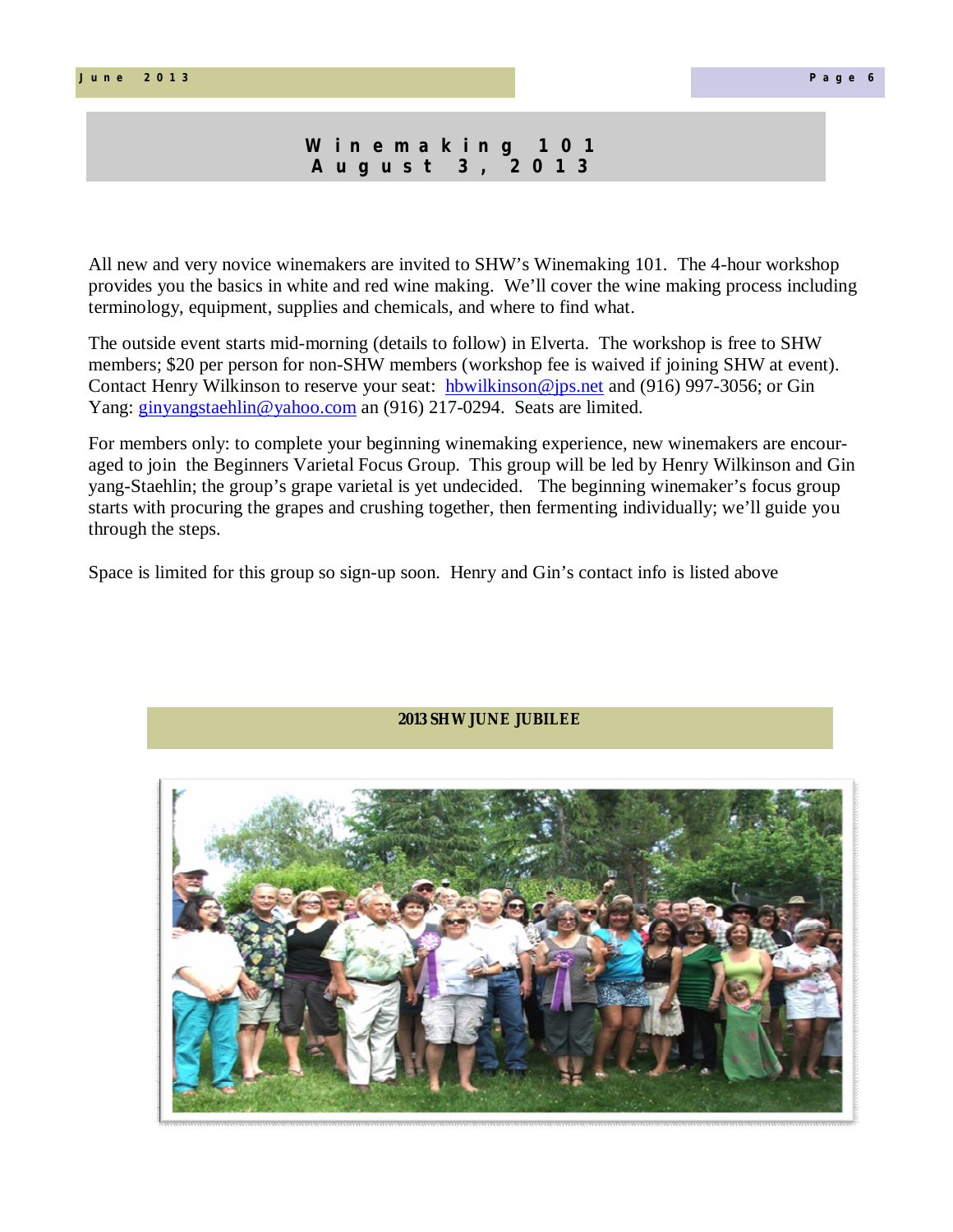# Winemaking 101
## August 3, 2013

All new and very novice winemakers are invited to SHW's Winemaking 101. The 4-hour workshop provides you the basics in white and red wine making. We'll cover the wine making process including terminology, equipment, supplies and chemicals, and where to find what.

The outside event starts mid-morning (details to follow) in Elverta. The workshop is free to SHW members; $20 per person for non-SHW members (workshop fee is waived if joining SHW at event). Contact Henry Wilkinson to reserve your seat: hbwilkinson@jps.net and (916) 997-3056; or Gin Yang: ginyangstaehlin@yahoo.com an (916) 217-0294. Seats are limited.

For members only: to complete your beginning winemaking experience, new winemakers are encouraged to join the Beginners Varietal Focus Group. This group will be led by Henry Wilkinson and Gin yang-Staehlin; the group's grape varietal is yet undecided. The beginning winemaker's focus group starts with procuring the grapes and crushing together, then fermenting individually; we'll guide you through the steps.

Space is limited for this group so sign-up soon. Henry and Gin's contact info is listed above

## 2013 SHW JUNE JUBILEE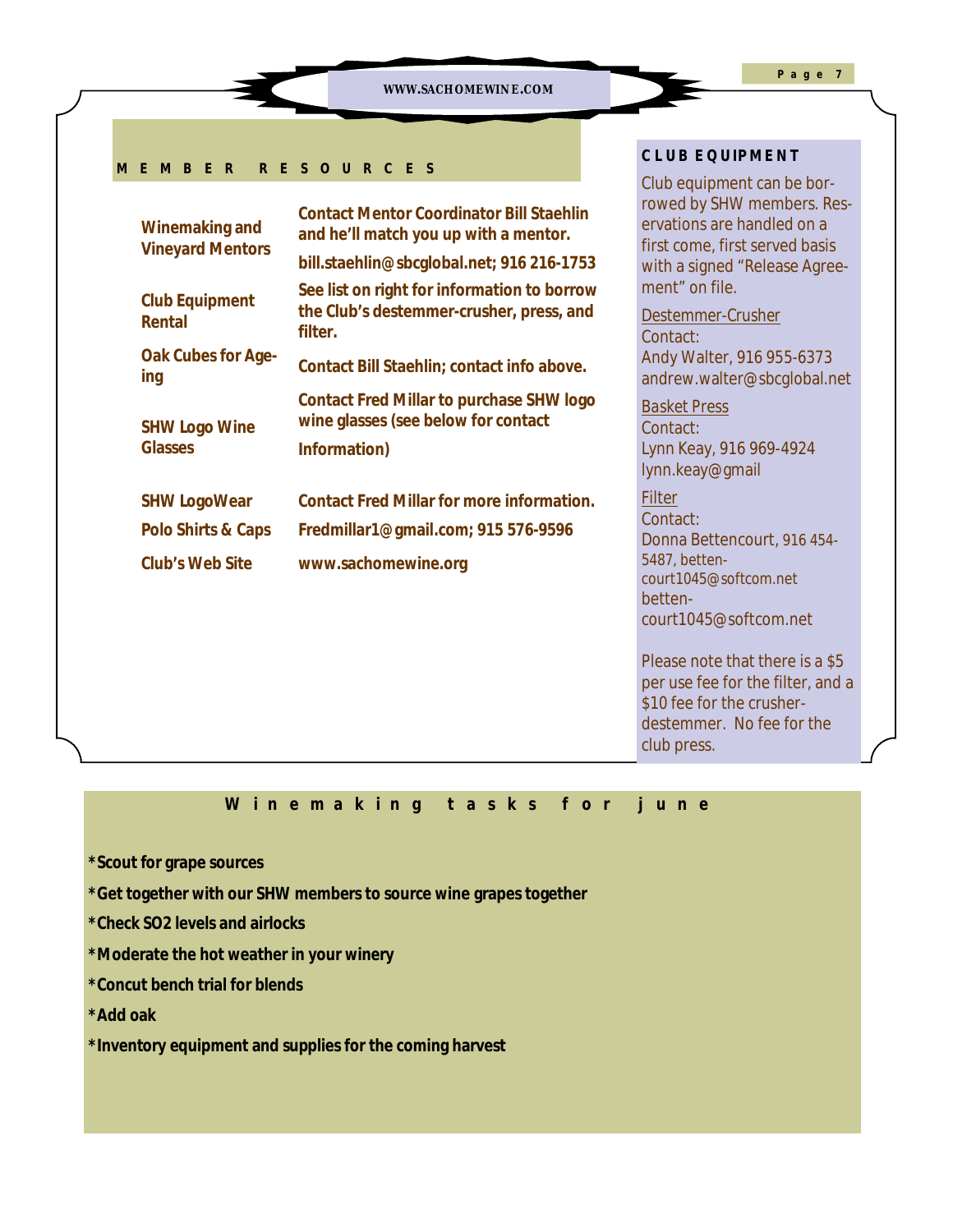## MEMBER RESOURCES

| | |
|---|---|
| **Winemaking and Vineyard Mentors** | **Contact Mentor Coordinator Bill Staehlin and he'll match you up with a mentor.** **bill.staehlin@sbcglobal.net; 916 216-1753** |
| **Club Equipment Rental** | **See list on right for information to borrow the Club's destemmer-crusher, press, and filter.** |
| **Oak Cubes for Ageing** | **Contact Bill Staehlin; contact info above.** |
| **SHW Logo Wine Glasses** | **Contact Fred Millar to purchase SHW logo wine glasses (see below for contact Information)** |
| **SHW LogoWear Polo Shirts & Caps** | **Contact Fred Millar for more information.** **Fredmillar1@gmail.com; 915 576-9596** |
| **Club's Web Site** | **www.sachomewine.org** |

### CLUB EQUIPMENT

Club equipment can be borrowed by SHW members. Reservations are handled on a first come, first served basis with a signed "Release Agreement" on file.

Destemmer-Crusher
Contact:
Andy Walter, 916 955-6373
andrew.walter@sbcglobal.net

Basket Press
Contact:
Lynn Keay, 916 969-4924
lynn.keay@gmail

Filter
Contact:
Donna Bettencourt, 916 454-5487, bettencourt1045@softcom.net
bettencourt1045@softcom.net

Please note that there is a $5 per use fee for the filter, and a $10 fee for the crusher-destemmer. No fee for the club press.

## Winemaking tasks for june

**\*Scout for grape sources**

**\*Get together with our SHW members to source wine grapes together**

**\*Check SO2 levels and airlocks**

**\*Moderate the hot weather in your winery**

**\*Concut bench trial for blends**

**\*Add oak**

**\*Inventory equipment and supplies for the coming harvest**